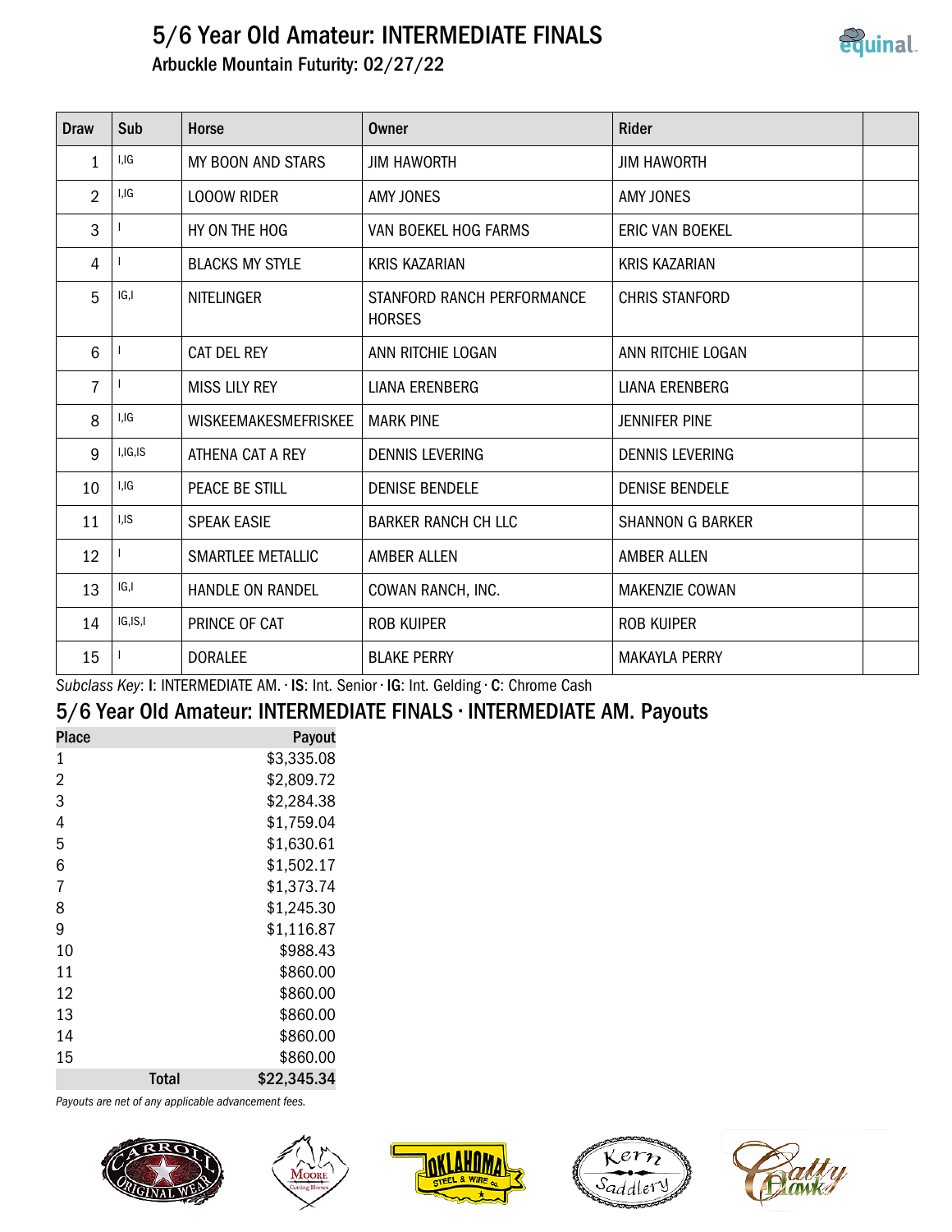# 5/6 Year Old Amateur: INTERMEDIATE FINALS

## Arbuckle Mountain Futurity: 02/27/22

| Draw | Sub | Horse | Owner | Rider | |
|---|---|---|---|---|---|
| 1 | I,IG | MY BOON AND STARS | JIM HAWORTH | JIM HAWORTH | |
| 2 | I,IG | LOOOW RIDER | AMY JONES | AMY JONES | |
| 3 | I | HY ON THE HOG | VAN BOEKEL HOG FARMS | ERIC VAN BOEKEL | |
| 4 | I | BLACKS MY STYLE | KRIS KAZARIAN | KRIS KAZARIAN | |
| 5 | IG,I | NITELINGER | STANFORD RANCH PERFORMANCE HORSES | CHRIS STANFORD | |
| 6 | I | CAT DEL REY | ANN RITCHIE LOGAN | ANN RITCHIE LOGAN | |
| 7 | I | MISS LILY REY | LIANA ERENBERG | LIANA ERENBERG | |
| 8 | I,IG | WISKEEMAKESMEFRISKEE | MARK PINE | JENNIFER PINE | |
| 9 | I,IG,IS | ATHENA CAT A REY | DENNIS LEVERING | DENNIS LEVERING | |
| 10 | I,IG | PEACE BE STILL | DENISE BENDELE | DENISE BENDELE | |
| 11 | I,IS | SPEAK EASIE | BARKER RANCH CH LLC | SHANNON G BARKER | |
| 12 | I | SMARTLEE METALLIC | AMBER ALLEN | AMBER ALLEN | |
| 13 | IG,I | HANDLE ON RANDEL | COWAN RANCH, INC. | MAKENZIE COWAN | |
| 14 | IG,IS,I | PRINCE OF CAT | ROB KUIPER | ROB KUIPER | |
| 15 | I | DORALEE | BLAKE PERRY | MAKAYLA PERRY | |

*Subclass Key*: **I**: INTERMEDIATE AM. · **IS**: Int. Senior · **IG**: Int. Gelding · **C**: Chrome Cash

## 5/6 Year Old Amateur: INTERMEDIATE FINALS · INTERMEDIATE AM. Payouts

| Place | Payout |
|---|---|
| 1 | $3,335.08 |
| 2 | $2,809.72 |
| 3 | $2,284.38 |
| 4 | $1,759.04 |
| 5 | $1,630.61 |
| 6 | $1,502.17 |
| 7 | $1,373.74 |
| 8 | $1,245.30 |
| 9 | $1,116.87 |
| 10 | $988.43 |
| 11 | $860.00 |
| 12 | $860.00 |
| 13 | $860.00 |
| 14 | $860.00 |
| 15 | $860.00 |
| **Total** | **$22,345.34** |

*Payouts are net of any applicable advancement fees.*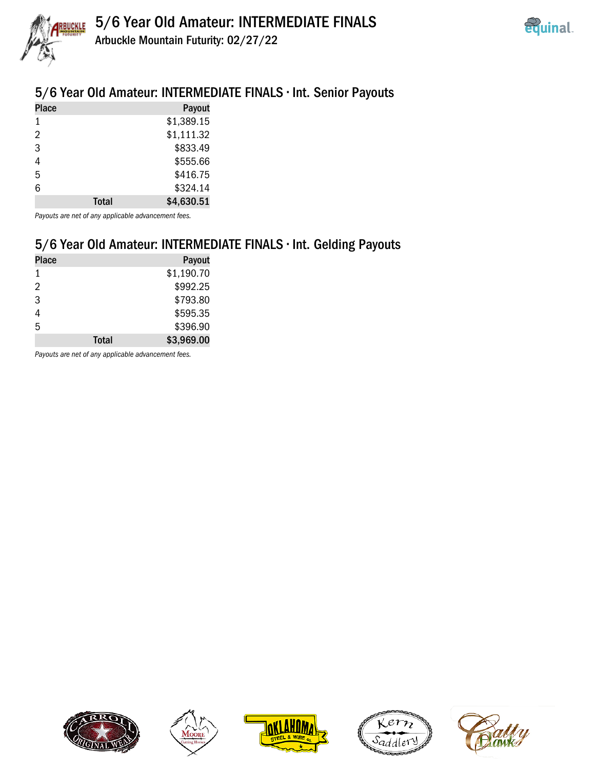# 5/6 Year Old Amateur: INTERMEDIATE FINALS

Arbuckle Mountain Futurity: 02/27/22

## 5/6 Year Old Amateur: INTERMEDIATE FINALS · Int. Senior Payouts

| Place | Payout |
|---|---|
| 1 | $1,389.15 |
| 2 | $1,111.32 |
| 3 | $833.49 |
| 4 | $555.66 |
| 5 | $416.75 |
| 6 | $324.14 |
| **Total** | **$4,630.51** |

*Payouts are net of any applicable advancement fees.*

## 5/6 Year Old Amateur: INTERMEDIATE FINALS · Int. Gelding Payouts

| Place | Payout |
|---|---|
| 1 | $1,190.70 |
| 2 | $992.25 |
| 3 | $793.80 |
| 4 | $595.35 |
| 5 | $396.90 |
| **Total** | **$3,969.00** |

*Payouts are net of any applicable advancement fees.*